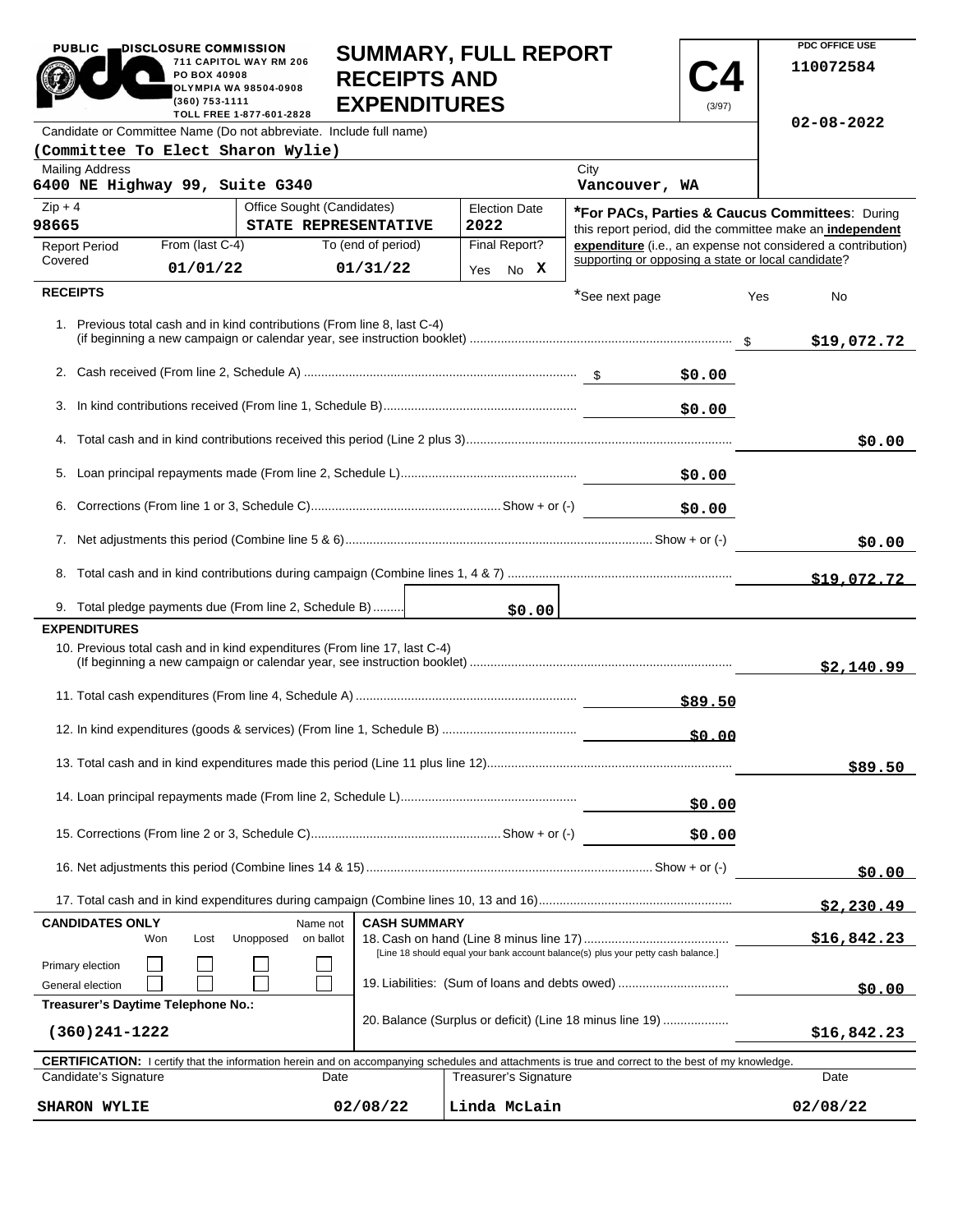PUBLIC DISCLOSURE COMMISSION
711 CAPITOL WAY RM 206
PO BOX 40908
OLYMPIA WA 98504-0908
(360) 753-1111
TOLL FREE 1-877-601-2828

# SUMMARY, FULL REPORT RECEIPTS AND EXPENDITURES

**C4** (3/97)

PDC OFFICE USE
110072584

02-08-2022

Candidate or Committee Name (Do not abbreviate. Include full name)
**(Committee To Elect Sharon Wylie)**

| Mailing Address | City |
|---|---|
| 6400 NE Highway 99, Suite G340 | Vancouver, WA |

| Zip + 4 | Office Sought (Candidates) | Election Date |
|---|---|---|
| 98665 | STATE REPRESENTATIVE | 2022 |

| Report Period Covered | From (last C-4) | To (end of period) | Final Report? |
|---|---|---|---|
| | 01/01/22 | 01/31/22 | Yes No **X** |

***For PACs, Parties & Caucus Committees**: During this report period, did the committee make an **independent expenditure** (i.e., an expense not considered a contribution) supporting or opposing a state or local candidate?

*See next page Yes No

## RECEIPTS

| | | |
|---|---|---|
| 1. Previous total cash and in kind contributions (From line 8, last C-4) (if beginning a new campaign or calendar year, see instruction booklet) | | $19,072.72 |
| 2. Cash received (From line 2, Schedule A) | $0.00 | |
| 3. In kind contributions received (From line 1, Schedule B) | $0.00 | |
| 4. Total cash and in kind contributions received this period (Line 2 plus 3) | | $0.00 |
| 5. Loan principal repayments made (From line 2, Schedule L) | $0.00 | |
| 6. Corrections (From line 1 or 3, Schedule C) Show + or (-) | $0.00 | |
| 7. Net adjustments this period (Combine line 5 & 6) Show + or (-) | | $0.00 |
| 8. Total cash and in kind contributions during campaign (Combine lines 1, 4 & 7) | | $19,072.72 |
| 9. Total pledge payments due (From line 2, Schedule B) | $0.00 | |

## EXPENDITURES

| | | |
|---|---|---|
| 10. Previous total cash and in kind expenditures (From line 17, last C-4) (If beginning a new campaign or calendar year, see instruction booklet) | | $2,140.99 |
| 11. Total cash expenditures (From line 4, Schedule A) | $89.50 | |
| 12. In kind expenditures (goods & services) (From line 1, Schedule B) | $0.00 | |
| 13. Total cash and in kind expenditures made this period (Line 11 plus line 12) | | $89.50 |
| 14. Loan principal repayments made (From line 2, Schedule L) | $0.00 | |
| 15. Corrections (From line 2 or 3, Schedule C) Show + or (-) | $0.00 | |
| 16. Net adjustments this period (Combine lines 14 & 15) Show + or (-) | | $0.00 |
| 17. Total cash and in kind expenditures during campaign (Combine lines 10, 13 and 16) | | $2,230.49 |

**CANDIDATES ONLY**

| | Won | Lost | Unopposed | Name not on ballot |
|---|---|---|---|---|
| Primary election | ☐ | ☐ | ☐ | ☐ |
| General election | ☐ | ☐ | ☐ | ☐ |

**Treasurer's Daytime Telephone No.:**
(360)241-1222

**CASH SUMMARY**

| | |
|---|---|
| 18. Cash on hand (Line 8 minus line 17) [Line 18 should equal your bank account balance(s) plus your petty cash balance.] | $16,842.23 |
| 19. Liabilities: (Sum of loans and debts owed) | $0.00 |
| 20. Balance (Surplus or deficit) (Line 18 minus line 19) | $16,842.23 |

**CERTIFICATION:** I certify that the information herein and on accompanying schedules and attachments is true and correct to the best of my knowledge.

| Candidate's Signature | Date | Treasurer's Signature | Date |
|---|---|---|---|
| SHARON WYLIE | 02/08/22 | Linda McLain | 02/08/22 |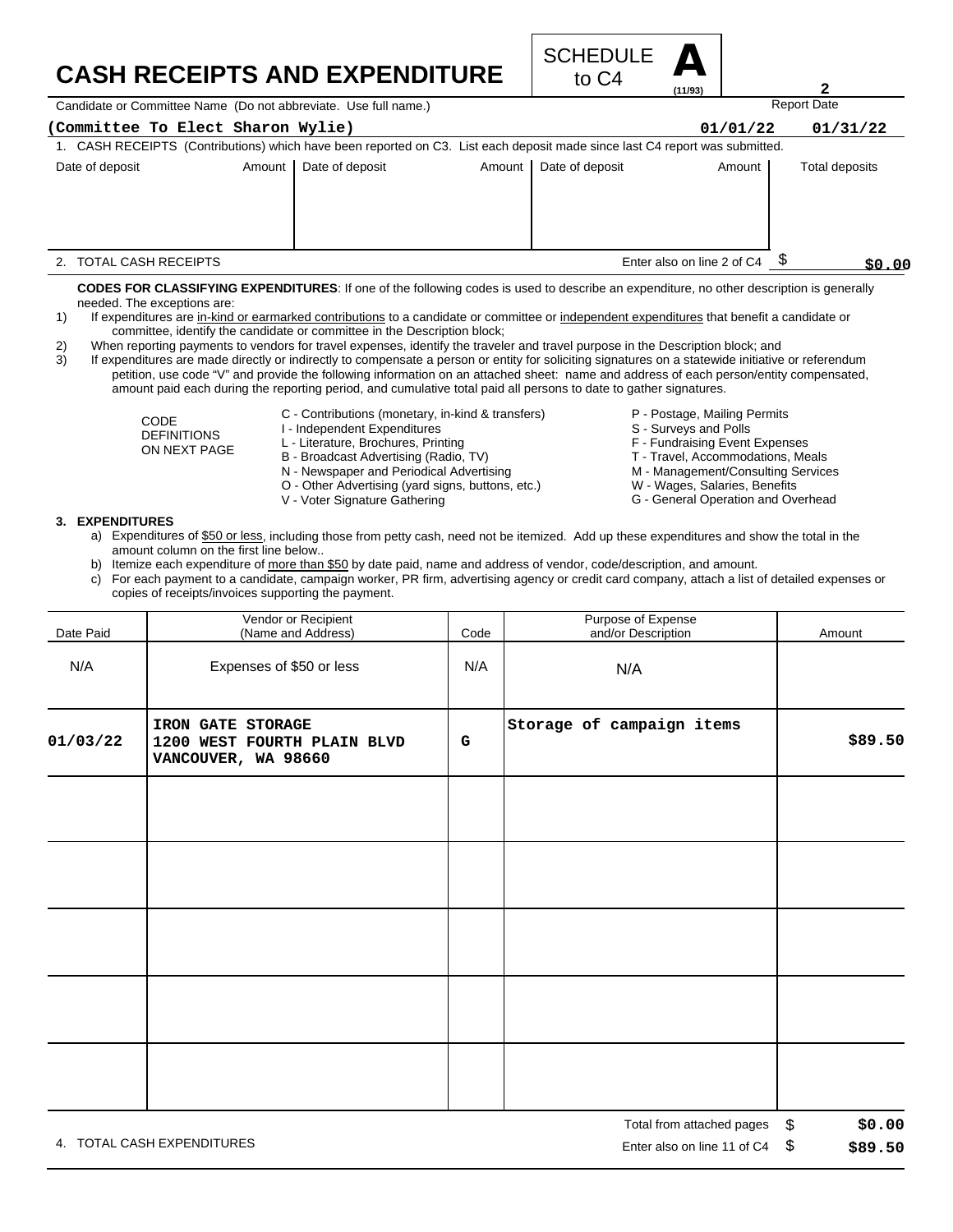# CASH RECEIPTS AND EXPENDITURE

SCHEDULE **A** to C4 (11/93)

Candidate or Committee Name (Do not abbreviate. Use full name.)

**(Committee To Elect Sharon Wylie)**

Report Date: **01/01/22** **01/31/22**

1. CASH RECEIPTS (Contributions) which have been reported on C3. List each deposit made since last C4 report was submitted.

| Date of deposit | Amount | Date of deposit | Amount | Date of deposit | Amount | Total deposits |
|---|---|---|---|---|---|---|
| | | | | | | |

2. TOTAL CASH RECEIPTS — Enter also on line 2 of C4 $ **$0.00**

**CODES FOR CLASSIFYING EXPENDITURES**: If one of the following codes is used to describe an expenditure, no other description is generally needed. The exceptions are:

1) If expenditures are in-kind or earmarked contributions to a candidate or committee or independent expenditures that benefit a candidate or committee, identify the candidate or committee in the Description block;
2) When reporting payments to vendors for travel expenses, identify the traveler and travel purpose in the Description block; and
3) If expenditures are made directly or indirectly to compensate a person or entity for soliciting signatures on a statewide initiative or referendum petition, use code "V" and provide the following information on an attached sheet: name and address of each person/entity compensated, amount paid each during the reporting period, and cumulative total paid all persons to date to gather signatures.

CODE DEFINITIONS ON NEXT PAGE

- C - Contributions (monetary, in-kind & transfers)
- I - Independent Expenditures
- L - Literature, Brochures, Printing
- B - Broadcast Advertising (Radio, TV)
- N - Newspaper and Periodical Advertising
- O - Other Advertising (yard signs, buttons, etc.)
- V - Voter Signature Gathering
- P - Postage, Mailing Permits
- S - Surveys and Polls
- F - Fundraising Event Expenses
- T - Travel, Accommodations, Meals
- M - Management/Consulting Services
- W - Wages, Salaries, Benefits
- G - General Operation and Overhead

**3. EXPENDITURES**

a) Expenditures of $50 or less, including those from petty cash, need not be itemized. Add up these expenditures and show the total in the amount column on the first line below..
b) Itemize each expenditure of more than $50 by date paid, name and address of vendor, code/description, and amount.
c) For each payment to a candidate, campaign worker, PR firm, advertising agency or credit card company, attach a list of detailed expenses or copies of receipts/invoices supporting the payment.

| Date Paid | Vendor or Recipient (Name and Address) | Code | Purpose of Expense and/or Description | Amount |
|---|---|---|---|---|
| N/A | Expenses of $50 or less | N/A | N/A | |
| **01/03/22** | **IRON GATE STORAGE 1200 WEST FOURTH PLAIN BLVD VANCOUVER, WA 98660** | **G** | **Storage of campaign items** | **$89.50** |
| | | | | |
| | | | | |
| | | | | |
| | | | | |
| | | | | |

Total from attached pages $ **$0.00**

4. TOTAL CASH EXPENDITURES — Enter also on line 11 of C4 $ **$89.50**